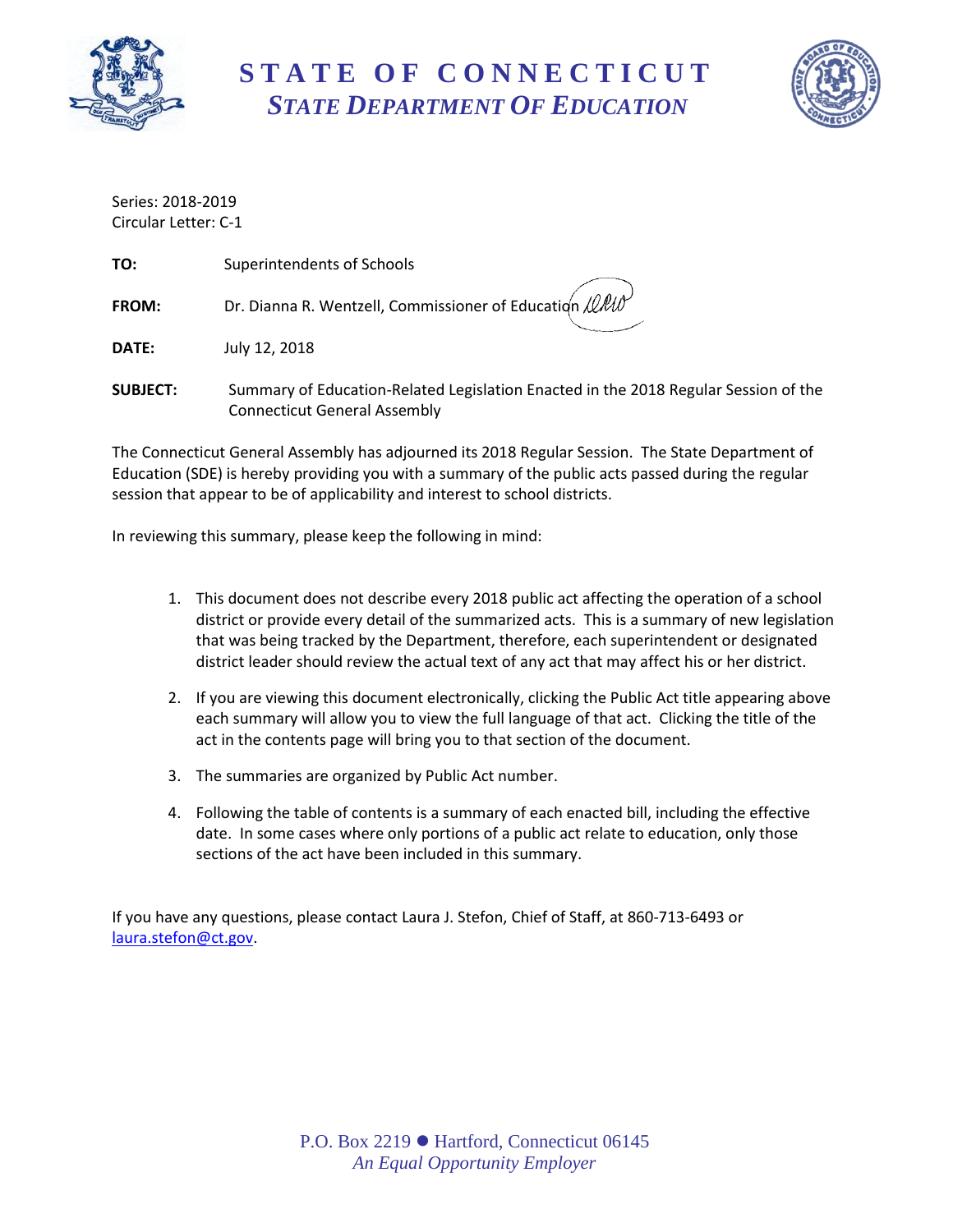# STATE OF CONNECTICUT
## *STATE DEPARTMENT OF EDUCATION*

Series: 2018-2019
Circular Letter: C-1

**TO:** Superintendents of Schools

**FROM:** Dr. Dianna R. Wentzell, Commissioner of Education

**DATE:** July 12, 2018

**SUBJECT:** Summary of Education-Related Legislation Enacted in the 2018 Regular Session of the Connecticut General Assembly

The Connecticut General Assembly has adjourned its 2018 Regular Session. The State Department of Education (SDE) is hereby providing you with a summary of the public acts passed during the regular session that appear to be of applicability and interest to school districts.

In reviewing this summary, please keep the following in mind:

1. This document does not describe every 2018 public act affecting the operation of a school district or provide every detail of the summarized acts. This is a summary of new legislation that was being tracked by the Department, therefore, each superintendent or designated district leader should review the actual text of any act that may affect his or her district.
2. If you are viewing this document electronically, clicking the Public Act title appearing above each summary will allow you to view the full language of that act. Clicking the title of the act in the contents page will bring you to that section of the document.
3. The summaries are organized by Public Act number.
4. Following the table of contents is a summary of each enacted bill, including the effective date. In some cases where only portions of a public act relate to education, only those sections of the act have been included in this summary.

If you have any questions, please contact Laura J. Stefon, Chief of Staff, at 860-713-6493 or laura.stefon@ct.gov.

P.O. Box 2219 ● Hartford, Connecticut 06145
*An Equal Opportunity Employer*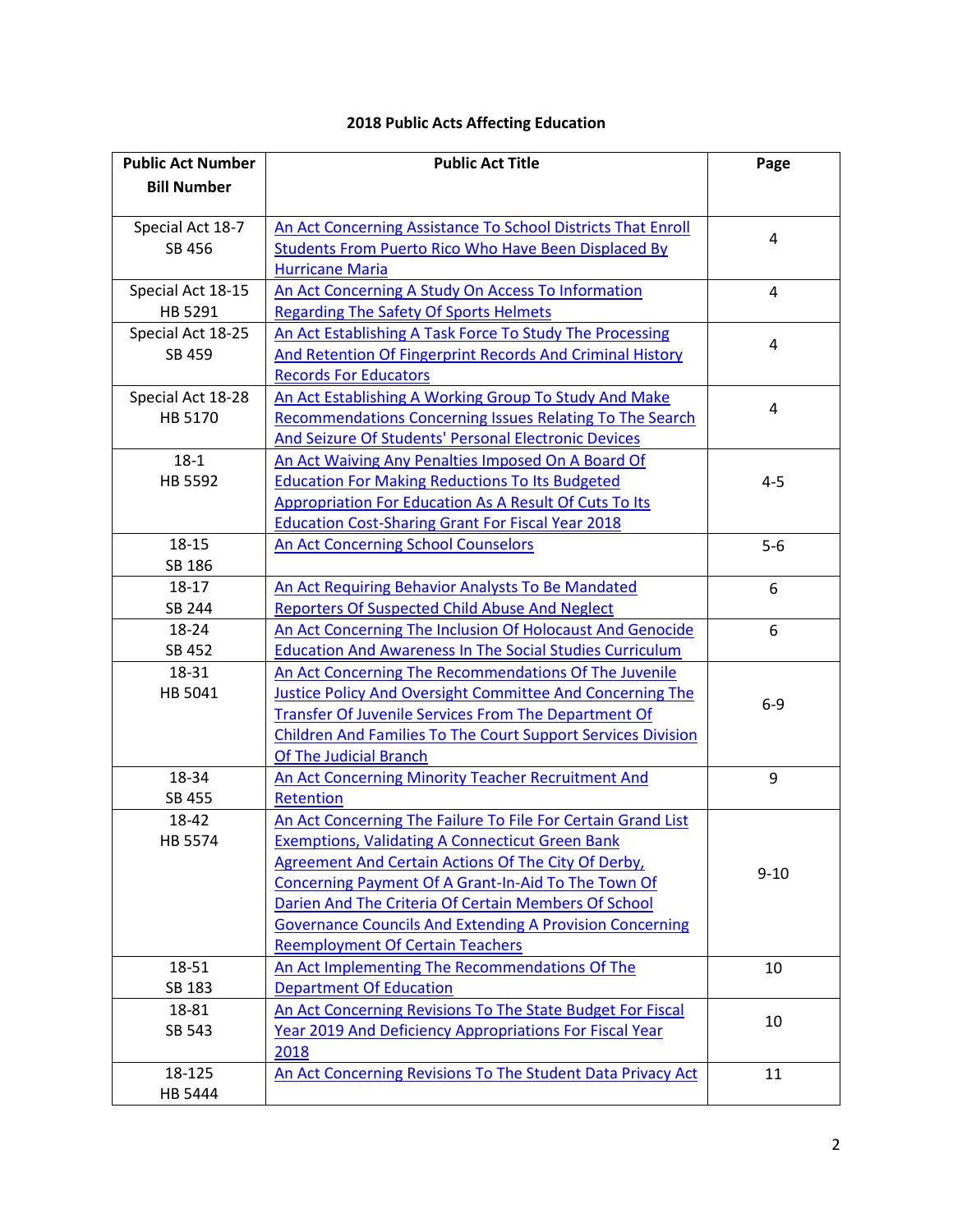# 2018 Public Acts Affecting Education

| Public Act Number<br>Bill Number | Public Act Title | Page |
|---|---|---|
| Special Act 18-7<br>SB 456 | An Act Concerning Assistance To School Districts That Enroll Students From Puerto Rico Who Have Been Displaced By Hurricane Maria | 4 |
| Special Act 18-15<br>HB 5291 | An Act Concerning A Study On Access To Information Regarding The Safety Of Sports Helmets | 4 |
| Special Act 18-25<br>SB 459 | An Act Establishing A Task Force To Study The Processing And Retention Of Fingerprint Records And Criminal History Records For Educators | 4 |
| Special Act 18-28<br>HB 5170 | An Act Establishing A Working Group To Study And Make Recommendations Concerning Issues Relating To The Search And Seizure Of Students' Personal Electronic Devices | 4 |
| 18-1<br>HB 5592 | An Act Waiving Any Penalties Imposed On A Board Of Education For Making Reductions To Its Budgeted Appropriation For Education As A Result Of Cuts To Its Education Cost-Sharing Grant For Fiscal Year 2018 | 4-5 |
| 18-15<br>SB 186 | An Act Concerning School Counselors | 5-6 |
| 18-17<br>SB 244 | An Act Requiring Behavior Analysts To Be Mandated Reporters Of Suspected Child Abuse And Neglect | 6 |
| 18-24<br>SB 452 | An Act Concerning The Inclusion Of Holocaust And Genocide Education And Awareness In The Social Studies Curriculum | 6 |
| 18-31<br>HB 5041 | An Act Concerning The Recommendations Of The Juvenile Justice Policy And Oversight Committee And Concerning The Transfer Of Juvenile Services From The Department Of Children And Families To The Court Support Services Division Of The Judicial Branch | 6-9 |
| 18-34<br>SB 455 | An Act Concerning Minority Teacher Recruitment And Retention | 9 |
| 18-42<br>HB 5574 | An Act Concerning The Failure To File For Certain Grand List Exemptions, Validating A Connecticut Green Bank Agreement And Certain Actions Of The City Of Derby, Concerning Payment Of A Grant-In-Aid To The Town Of Darien And The Criteria Of Certain Members Of School Governance Councils And Extending A Provision Concerning Reemployment Of Certain Teachers | 9-10 |
| 18-51<br>SB 183 | An Act Implementing The Recommendations Of The Department Of Education | 10 |
| 18-81<br>SB 543 | An Act Concerning Revisions To The State Budget For Fiscal Year 2019 And Deficiency Appropriations For Fiscal Year 2018 | 10 |
| 18-125<br>HB 5444 | An Act Concerning Revisions To The Student Data Privacy Act | 11 |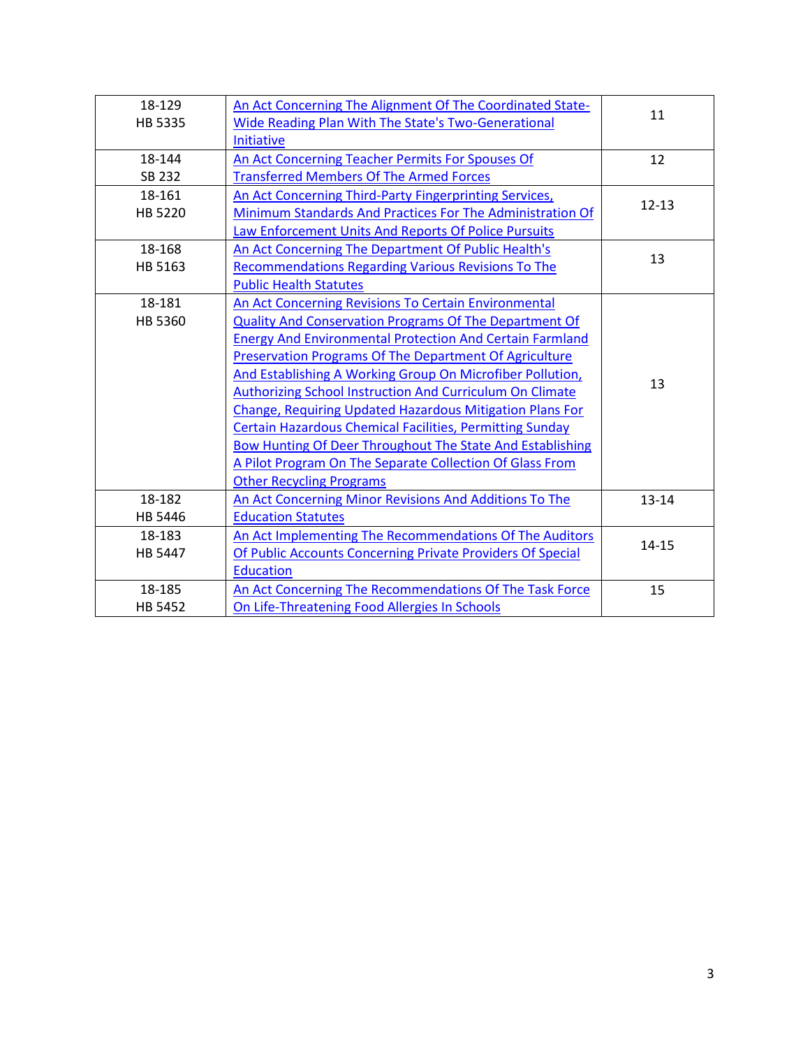| | | |
|---|---|---|
| 18-129<br>HB 5335 | An Act Concerning The Alignment Of The Coordinated State-Wide Reading Plan With The State's Two-Generational Initiative | 11 |
| 18-144<br>SB 232 | An Act Concerning Teacher Permits For Spouses Of Transferred Members Of The Armed Forces | 12 |
| 18-161<br>HB 5220 | An Act Concerning Third-Party Fingerprinting Services, Minimum Standards And Practices For The Administration Of Law Enforcement Units And Reports Of Police Pursuits | 12-13 |
| 18-168<br>HB 5163 | An Act Concerning The Department Of Public Health's Recommendations Regarding Various Revisions To The Public Health Statutes | 13 |
| 18-181<br>HB 5360 | An Act Concerning Revisions To Certain Environmental Quality And Conservation Programs Of The Department Of Energy And Environmental Protection And Certain Farmland Preservation Programs Of The Department Of Agriculture And Establishing A Working Group On Microfiber Pollution, Authorizing School Instruction And Curriculum On Climate Change, Requiring Updated Hazardous Mitigation Plans For Certain Hazardous Chemical Facilities, Permitting Sunday Bow Hunting Of Deer Throughout The State And Establishing A Pilot Program On The Separate Collection Of Glass From Other Recycling Programs | 13 |
| 18-182<br>HB 5446 | An Act Concerning Minor Revisions And Additions To The Education Statutes | 13-14 |
| 18-183<br>HB 5447 | An Act Implementing The Recommendations Of The Auditors Of Public Accounts Concerning Private Providers Of Special Education | 14-15 |
| 18-185<br>HB 5452 | An Act Concerning The Recommendations Of The Task Force On Life-Threatening Food Allergies In Schools | 15 |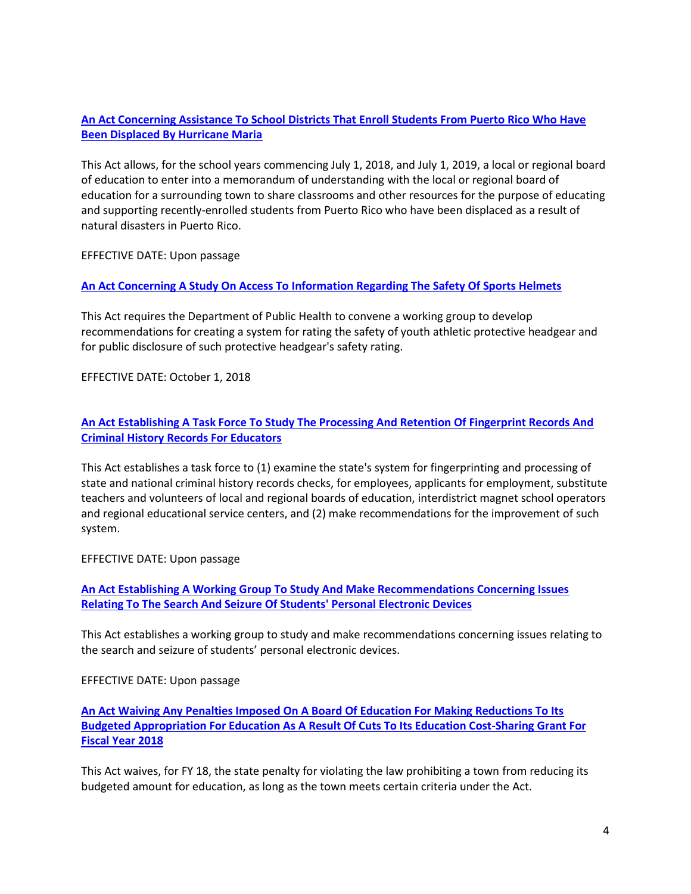**An Act Concerning Assistance To School Districts That Enroll Students From Puerto Rico Who Have Been Displaced By Hurricane Maria**

This Act allows, for the school years commencing July 1, 2018, and July 1, 2019, a local or regional board of education to enter into a memorandum of understanding with the local or regional board of education for a surrounding town to share classrooms and other resources for the purpose of educating and supporting recently-enrolled students from Puerto Rico who have been displaced as a result of natural disasters in Puerto Rico.

EFFECTIVE DATE: Upon passage

**An Act Concerning A Study On Access To Information Regarding The Safety Of Sports Helmets**

This Act requires the Department of Public Health to convene a working group to develop recommendations for creating a system for rating the safety of youth athletic protective headgear and for public disclosure of such protective headgear's safety rating.

EFFECTIVE DATE: October 1, 2018

**An Act Establishing A Task Force To Study The Processing And Retention Of Fingerprint Records And Criminal History Records For Educators**

This Act establishes a task force to (1) examine the state's system for fingerprinting and processing of state and national criminal history records checks, for employees, applicants for employment, substitute teachers and volunteers of local and regional boards of education, interdistrict magnet school operators and regional educational service centers, and (2) make recommendations for the improvement of such system.

EFFECTIVE DATE: Upon passage

**An Act Establishing A Working Group To Study And Make Recommendations Concerning Issues Relating To The Search And Seizure Of Students' Personal Electronic Devices**

This Act establishes a working group to study and make recommendations concerning issues relating to the search and seizure of students' personal electronic devices.

EFFECTIVE DATE: Upon passage

**An Act Waiving Any Penalties Imposed On A Board Of Education For Making Reductions To Its Budgeted Appropriation For Education As A Result Of Cuts To Its Education Cost-Sharing Grant For Fiscal Year 2018**

This Act waives, for FY 18, the state penalty for violating the law prohibiting a town from reducing its budgeted amount for education, as long as the town meets certain criteria under the Act.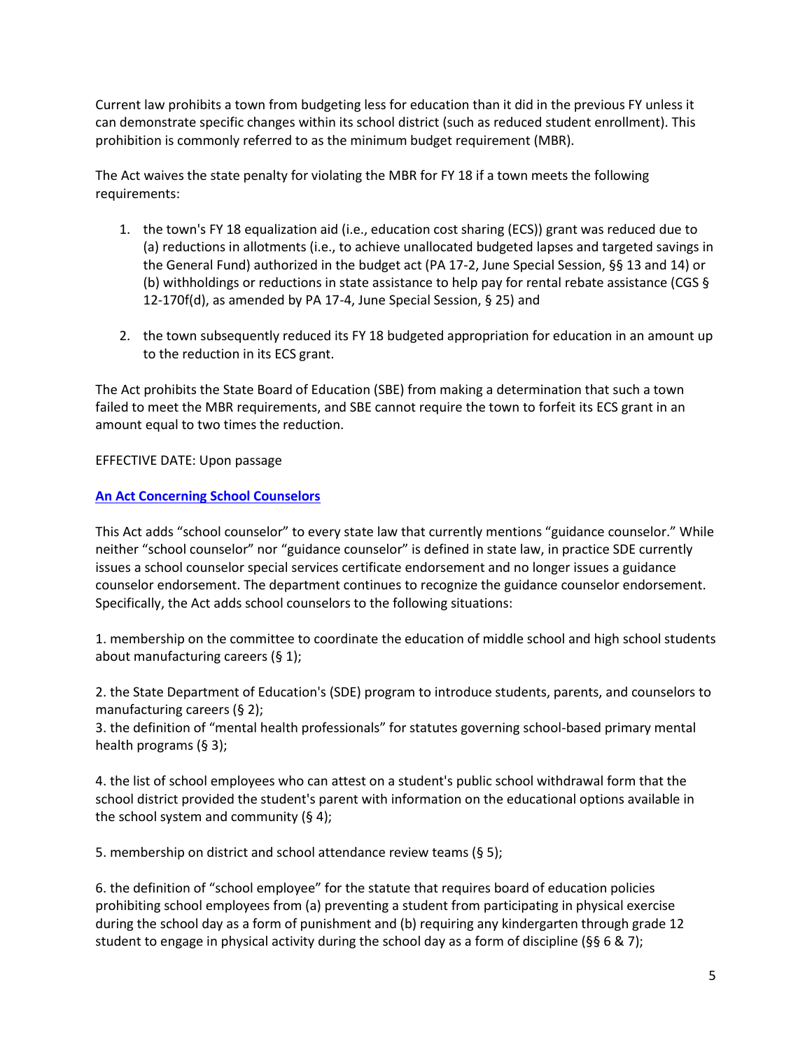Current law prohibits a town from budgeting less for education than it did in the previous FY unless it can demonstrate specific changes within its school district (such as reduced student enrollment). This prohibition is commonly referred to as the minimum budget requirement (MBR).

The Act waives the state penalty for violating the MBR for FY 18 if a town meets the following requirements:

1. the town's FY 18 equalization aid (i.e., education cost sharing (ECS)) grant was reduced due to (a) reductions in allotments (i.e., to achieve unallocated budgeted lapses and targeted savings in the General Fund) authorized in the budget act (PA 17-2, June Special Session, §§ 13 and 14) or (b) withholdings or reductions in state assistance to help pay for rental rebate assistance (CGS § 12-170f(d), as amended by PA 17-4, June Special Session, § 25) and

2. the town subsequently reduced its FY 18 budgeted appropriation for education in an amount up to the reduction in its ECS grant.

The Act prohibits the State Board of Education (SBE) from making a determination that such a town failed to meet the MBR requirements, and SBE cannot require the town to forfeit its ECS grant in an amount equal to two times the reduction.

EFFECTIVE DATE: Upon passage

**An Act Concerning School Counselors**

This Act adds "school counselor" to every state law that currently mentions "guidance counselor." While neither "school counselor" nor "guidance counselor" is defined in state law, in practice SDE currently issues a school counselor special services certificate endorsement and no longer issues a guidance counselor endorsement. The department continues to recognize the guidance counselor endorsement. Specifically, the Act adds school counselors to the following situations:

1. membership on the committee to coordinate the education of middle school and high school students about manufacturing careers (§ 1);

2. the State Department of Education's (SDE) program to introduce students, parents, and counselors to manufacturing careers (§ 2);

3. the definition of "mental health professionals" for statutes governing school-based primary mental health programs (§ 3);

4. the list of school employees who can attest on a student's public school withdrawal form that the school district provided the student's parent with information on the educational options available in the school system and community (§ 4);

5. membership on district and school attendance review teams (§ 5);

6. the definition of "school employee" for the statute that requires board of education policies prohibiting school employees from (a) preventing a student from participating in physical exercise during the school day as a form of punishment and (b) requiring any kindergarten through grade 12 student to engage in physical activity during the school day as a form of discipline (§§ 6 & 7);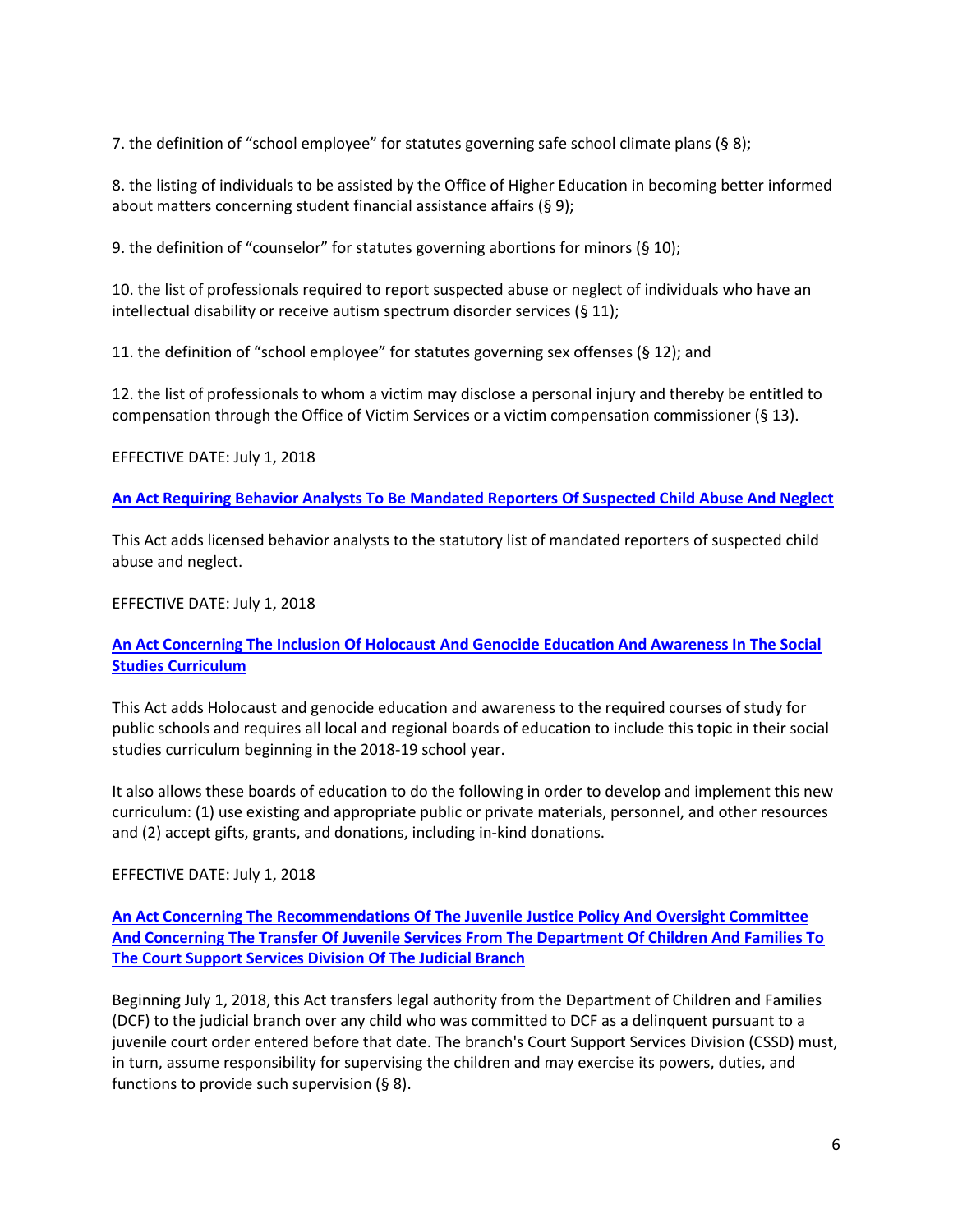7. the definition of “school employee” for statutes governing safe school climate plans (§ 8);

8. the listing of individuals to be assisted by the Office of Higher Education in becoming better informed about matters concerning student financial assistance affairs (§ 9);

9. the definition of “counselor” for statutes governing abortions for minors (§ 10);

10. the list of professionals required to report suspected abuse or neglect of individuals who have an intellectual disability or receive autism spectrum disorder services (§ 11);

11. the definition of “school employee” for statutes governing sex offenses (§ 12); and

12. the list of professionals to whom a victim may disclose a personal injury and thereby be entitled to compensation through the Office of Victim Services or a victim compensation commissioner (§ 13).

EFFECTIVE DATE: July 1, 2018

**An Act Requiring Behavior Analysts To Be Mandated Reporters Of Suspected Child Abuse And Neglect**

This Act adds licensed behavior analysts to the statutory list of mandated reporters of suspected child abuse and neglect.

EFFECTIVE DATE: July 1, 2018

**An Act Concerning The Inclusion Of Holocaust And Genocide Education And Awareness In The Social Studies Curriculum**

This Act adds Holocaust and genocide education and awareness to the required courses of study for public schools and requires all local and regional boards of education to include this topic in their social studies curriculum beginning in the 2018-19 school year.

It also allows these boards of education to do the following in order to develop and implement this new curriculum: (1) use existing and appropriate public or private materials, personnel, and other resources and (2) accept gifts, grants, and donations, including in-kind donations.

EFFECTIVE DATE: July 1, 2018

**An Act Concerning The Recommendations Of The Juvenile Justice Policy And Oversight Committee And Concerning The Transfer Of Juvenile Services From The Department Of Children And Families To The Court Support Services Division Of The Judicial Branch**

Beginning July 1, 2018, this Act transfers legal authority from the Department of Children and Families (DCF) to the judicial branch over any child who was committed to DCF as a delinquent pursuant to a juvenile court order entered before that date. The branch's Court Support Services Division (CSSD) must, in turn, assume responsibility for supervising the children and may exercise its powers, duties, and functions to provide such supervision (§ 8).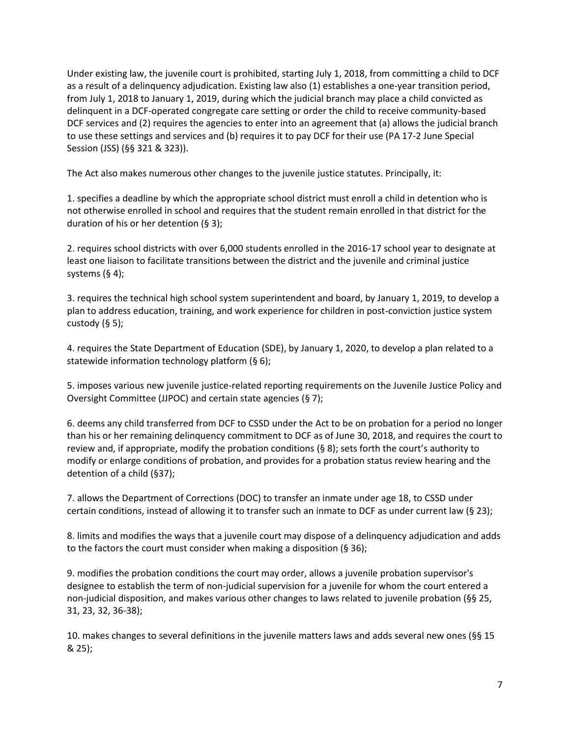Under existing law, the juvenile court is prohibited, starting July 1, 2018, from committing a child to DCF as a result of a delinquency adjudication. Existing law also (1) establishes a one-year transition period, from July 1, 2018 to January 1, 2019, during which the judicial branch may place a child convicted as delinquent in a DCF-operated congregate care setting or order the child to receive community-based DCF services and (2) requires the agencies to enter into an agreement that (a) allows the judicial branch to use these settings and services and (b) requires it to pay DCF for their use (PA 17-2 June Special Session (JSS) (§§ 321 & 323)).

The Act also makes numerous other changes to the juvenile justice statutes. Principally, it:

1. specifies a deadline by which the appropriate school district must enroll a child in detention who is not otherwise enrolled in school and requires that the student remain enrolled in that district for the duration of his or her detention (§ 3);

2. requires school districts with over 6,000 students enrolled in the 2016-17 school year to designate at least one liaison to facilitate transitions between the district and the juvenile and criminal justice systems (§ 4);

3. requires the technical high school system superintendent and board, by January 1, 2019, to develop a plan to address education, training, and work experience for children in post-conviction justice system custody (§ 5);

4. requires the State Department of Education (SDE), by January 1, 2020, to develop a plan related to a statewide information technology platform (§ 6);

5. imposes various new juvenile justice-related reporting requirements on the Juvenile Justice Policy and Oversight Committee (JJPOC) and certain state agencies (§ 7);

6. deems any child transferred from DCF to CSSD under the Act to be on probation for a period no longer than his or her remaining delinquency commitment to DCF as of June 30, 2018, and requires the court to review and, if appropriate, modify the probation conditions (§ 8); sets forth the court's authority to modify or enlarge conditions of probation, and provides for a probation status review hearing and the detention of a child (§37);

7. allows the Department of Corrections (DOC) to transfer an inmate under age 18, to CSSD under certain conditions, instead of allowing it to transfer such an inmate to DCF as under current law (§ 23);

8. limits and modifies the ways that a juvenile court may dispose of a delinquency adjudication and adds to the factors the court must consider when making a disposition (§ 36);

9. modifies the probation conditions the court may order, allows a juvenile probation supervisor's designee to establish the term of non-judicial supervision for a juvenile for whom the court entered a non-judicial disposition, and makes various other changes to laws related to juvenile probation (§§ 25, 31, 23, 32, 36-38);

10. makes changes to several definitions in the juvenile matters laws and adds several new ones (§§ 15 & 25);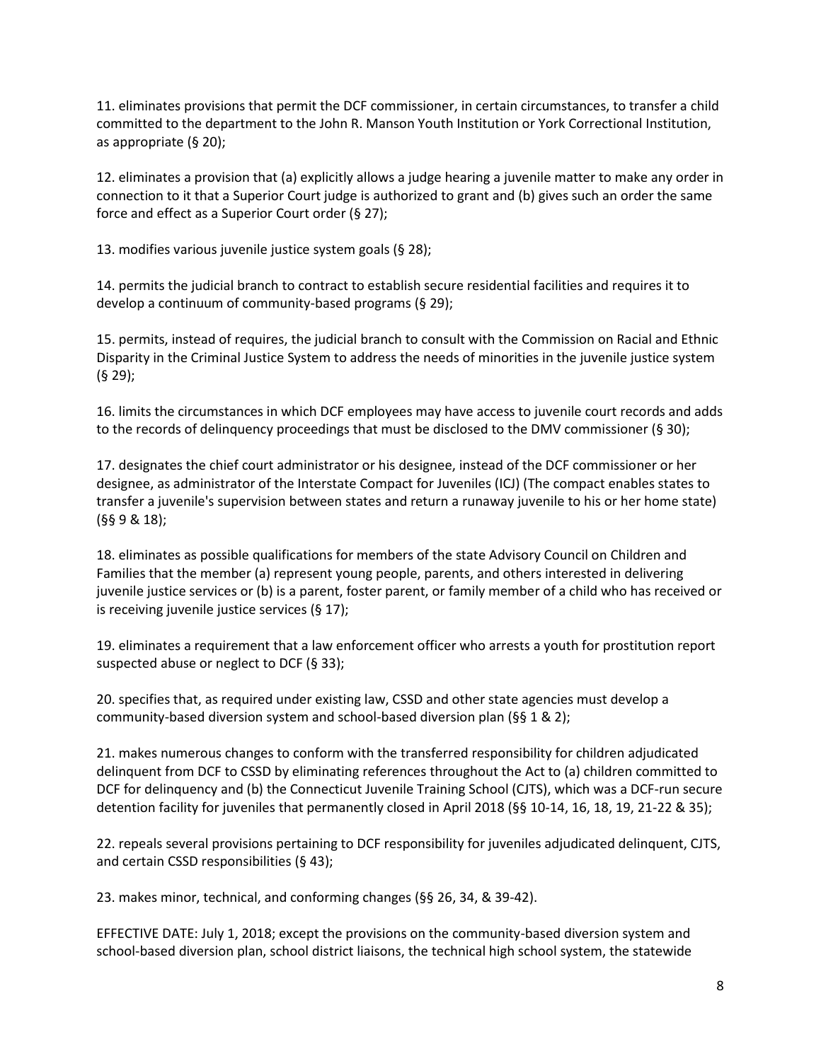11. eliminates provisions that permit the DCF commissioner, in certain circumstances, to transfer a child committed to the department to the John R. Manson Youth Institution or York Correctional Institution, as appropriate (§ 20);

12. eliminates a provision that (a) explicitly allows a judge hearing a juvenile matter to make any order in connection to it that a Superior Court judge is authorized to grant and (b) gives such an order the same force and effect as a Superior Court order (§ 27);

13. modifies various juvenile justice system goals (§ 28);

14. permits the judicial branch to contract to establish secure residential facilities and requires it to develop a continuum of community-based programs (§ 29);

15. permits, instead of requires, the judicial branch to consult with the Commission on Racial and Ethnic Disparity in the Criminal Justice System to address the needs of minorities in the juvenile justice system (§ 29);

16. limits the circumstances in which DCF employees may have access to juvenile court records and adds to the records of delinquency proceedings that must be disclosed to the DMV commissioner (§ 30);

17. designates the chief court administrator or his designee, instead of the DCF commissioner or her designee, as administrator of the Interstate Compact for Juveniles (ICJ) (The compact enables states to transfer a juvenile's supervision between states and return a runaway juvenile to his or her home state) (§§ 9 & 18);

18. eliminates as possible qualifications for members of the state Advisory Council on Children and Families that the member (a) represent young people, parents, and others interested in delivering juvenile justice services or (b) is a parent, foster parent, or family member of a child who has received or is receiving juvenile justice services (§ 17);

19. eliminates a requirement that a law enforcement officer who arrests a youth for prostitution report suspected abuse or neglect to DCF (§ 33);

20. specifies that, as required under existing law, CSSD and other state agencies must develop a community-based diversion system and school-based diversion plan (§§ 1 & 2);

21. makes numerous changes to conform with the transferred responsibility for children adjudicated delinquent from DCF to CSSD by eliminating references throughout the Act to (a) children committed to DCF for delinquency and (b) the Connecticut Juvenile Training School (CJTS), which was a DCF-run secure detention facility for juveniles that permanently closed in April 2018 (§§ 10-14, 16, 18, 19, 21-22 & 35);

22. repeals several provisions pertaining to DCF responsibility for juveniles adjudicated delinquent, CJTS, and certain CSSD responsibilities (§ 43);

23. makes minor, technical, and conforming changes (§§ 26, 34, & 39-42).

EFFECTIVE DATE: July 1, 2018; except the provisions on the community-based diversion system and school-based diversion plan, school district liaisons, the technical high school system, the statewide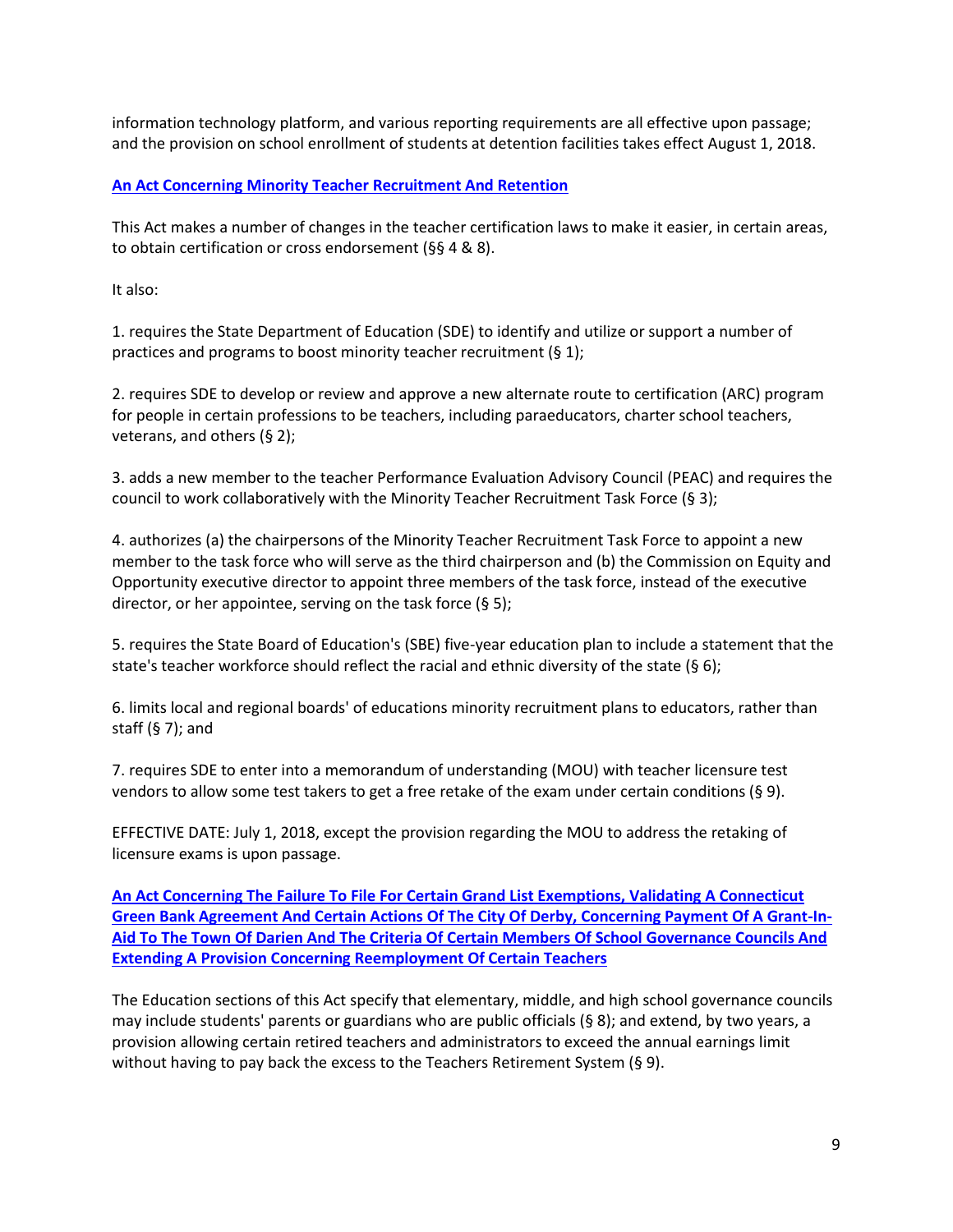information technology platform, and various reporting requirements are all effective upon passage; and the provision on school enrollment of students at detention facilities takes effect August 1, 2018.

**An Act Concerning Minority Teacher Recruitment And Retention**

This Act makes a number of changes in the teacher certification laws to make it easier, in certain areas, to obtain certification or cross endorsement (§§ 4 & 8).

It also:

1. requires the State Department of Education (SDE) to identify and utilize or support a number of practices and programs to boost minority teacher recruitment (§ 1);

2. requires SDE to develop or review and approve a new alternate route to certification (ARC) program for people in certain professions to be teachers, including paraeducators, charter school teachers, veterans, and others (§ 2);

3. adds a new member to the teacher Performance Evaluation Advisory Council (PEAC) and requires the council to work collaboratively with the Minority Teacher Recruitment Task Force (§ 3);

4. authorizes (a) the chairpersons of the Minority Teacher Recruitment Task Force to appoint a new member to the task force who will serve as the third chairperson and (b) the Commission on Equity and Opportunity executive director to appoint three members of the task force, instead of the executive director, or her appointee, serving on the task force (§ 5);

5. requires the State Board of Education's (SBE) five-year education plan to include a statement that the state's teacher workforce should reflect the racial and ethnic diversity of the state (§ 6);

6. limits local and regional boards' of educations minority recruitment plans to educators, rather than staff (§ 7); and

7. requires SDE to enter into a memorandum of understanding (MOU) with teacher licensure test vendors to allow some test takers to get a free retake of the exam under certain conditions (§ 9).

EFFECTIVE DATE: July 1, 2018, except the provision regarding the MOU to address the retaking of licensure exams is upon passage.

**An Act Concerning The Failure To File For Certain Grand List Exemptions, Validating A Connecticut Green Bank Agreement And Certain Actions Of The City Of Derby, Concerning Payment Of A Grant-In-Aid To The Town Of Darien And The Criteria Of Certain Members Of School Governance Councils And Extending A Provision Concerning Reemployment Of Certain Teachers**

The Education sections of this Act specify that elementary, middle, and high school governance councils may include students' parents or guardians who are public officials (§ 8); and extend, by two years, a provision allowing certain retired teachers and administrators to exceed the annual earnings limit without having to pay back the excess to the Teachers Retirement System (§ 9).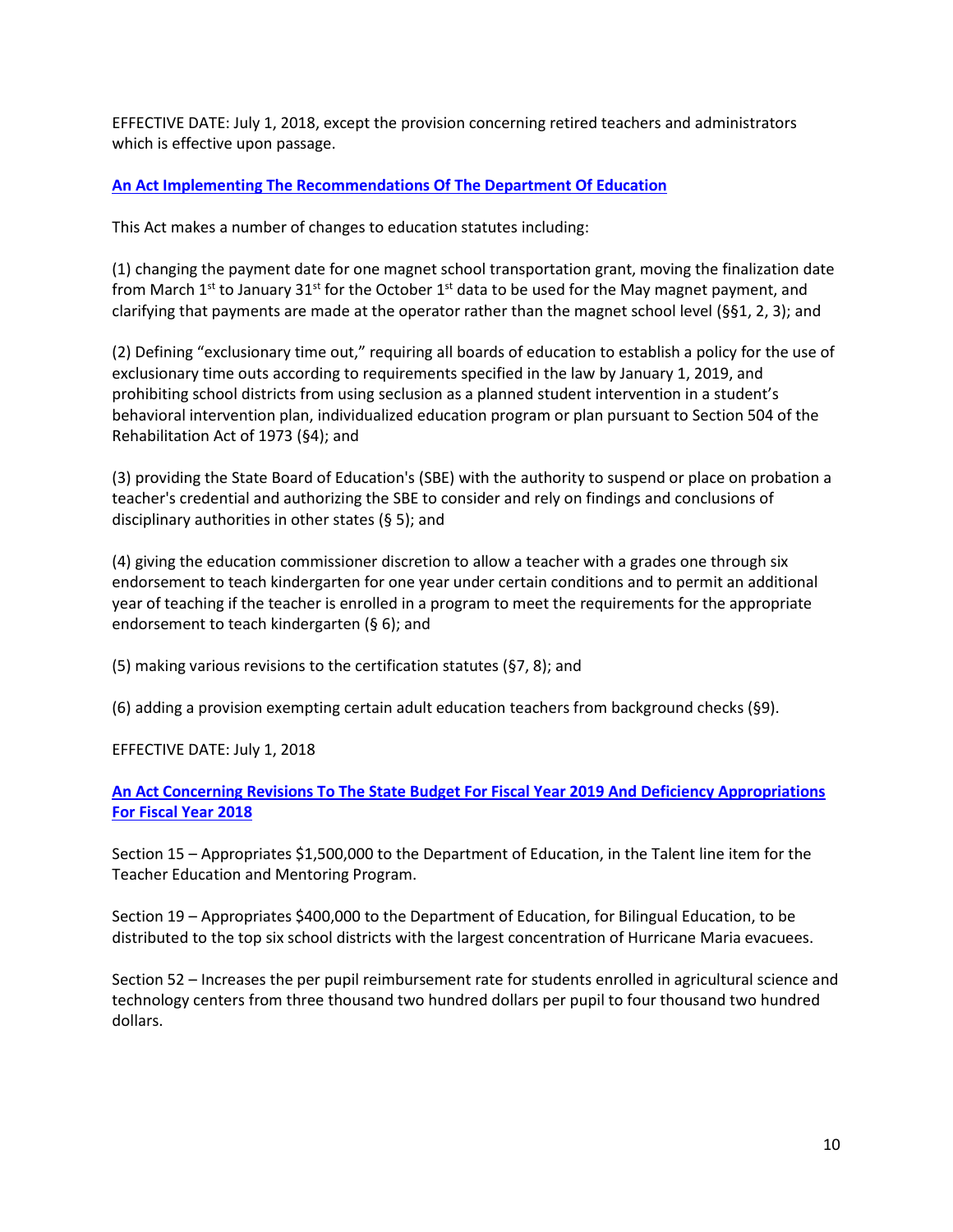EFFECTIVE DATE: July 1, 2018, except the provision concerning retired teachers and administrators which is effective upon passage.

**An Act Implementing The Recommendations Of The Department Of Education**

This Act makes a number of changes to education statutes including:

(1) changing the payment date for one magnet school transportation grant, moving the finalization date from March 1st to January 31st for the October 1st data to be used for the May magnet payment, and clarifying that payments are made at the operator rather than the magnet school level (§§1, 2, 3); and

(2) Defining "exclusionary time out," requiring all boards of education to establish a policy for the use of exclusionary time outs according to requirements specified in the law by January 1, 2019, and prohibiting school districts from using seclusion as a planned student intervention in a student's behavioral intervention plan, individualized education program or plan pursuant to Section 504 of the Rehabilitation Act of 1973 (§4); and

(3) providing the State Board of Education's (SBE) with the authority to suspend or place on probation a teacher's credential and authorizing the SBE to consider and rely on findings and conclusions of disciplinary authorities in other states (§ 5); and

(4) giving the education commissioner discretion to allow a teacher with a grades one through six endorsement to teach kindergarten for one year under certain conditions and to permit an additional year of teaching if the teacher is enrolled in a program to meet the requirements for the appropriate endorsement to teach kindergarten (§ 6); and

(5) making various revisions to the certification statutes (§7, 8); and

(6) adding a provision exempting certain adult education teachers from background checks (§9).

EFFECTIVE DATE: July 1, 2018

**An Act Concerning Revisions To The State Budget For Fiscal Year 2019 And Deficiency Appropriations For Fiscal Year 2018**

Section 15 – Appropriates $1,500,000 to the Department of Education, in the Talent line item for the Teacher Education and Mentoring Program.

Section 19 – Appropriates $400,000 to the Department of Education, for Bilingual Education, to be distributed to the top six school districts with the largest concentration of Hurricane Maria evacuees.

Section 52 – Increases the per pupil reimbursement rate for students enrolled in agricultural science and technology centers from three thousand two hundred dollars per pupil to four thousand two hundred dollars.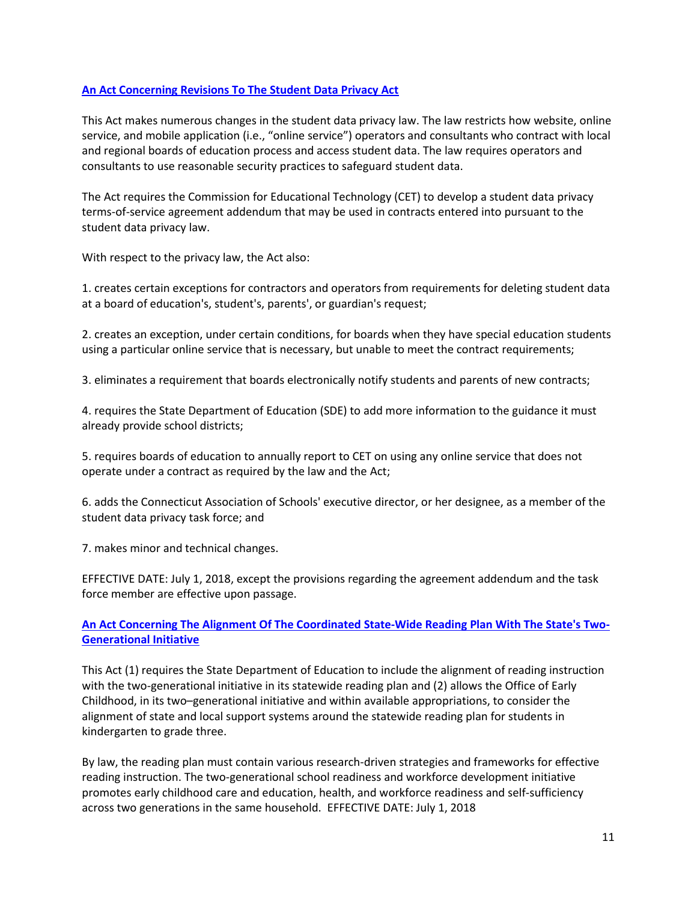**[An Act Concerning Revisions To The Student Data Privacy Act]**

This Act makes numerous changes in the student data privacy law. The law restricts how website, online service, and mobile application (i.e., "online service") operators and consultants who contract with local and regional boards of education process and access student data. The law requires operators and consultants to use reasonable security practices to safeguard student data.

The Act requires the Commission for Educational Technology (CET) to develop a student data privacy terms-of-service agreement addendum that may be used in contracts entered into pursuant to the student data privacy law.

With respect to the privacy law, the Act also:

1. creates certain exceptions for contractors and operators from requirements for deleting student data at a board of education's, student's, parents', or guardian's request;

2. creates an exception, under certain conditions, for boards when they have special education students using a particular online service that is necessary, but unable to meet the contract requirements;

3. eliminates a requirement that boards electronically notify students and parents of new contracts;

4. requires the State Department of Education (SDE) to add more information to the guidance it must already provide school districts;

5. requires boards of education to annually report to CET on using any online service that does not operate under a contract as required by the law and the Act;

6. adds the Connecticut Association of Schools' executive director, or her designee, as a member of the student data privacy task force; and

7. makes minor and technical changes.

EFFECTIVE DATE: July 1, 2018, except the provisions regarding the agreement addendum and the task force member are effective upon passage.

**[An Act Concerning The Alignment Of The Coordinated State-Wide Reading Plan With The State's Two-Generational Initiative]**

This Act (1) requires the State Department of Education to include the alignment of reading instruction with the two-generational initiative in its statewide reading plan and (2) allows the Office of Early Childhood, in its two–generational initiative and within available appropriations, to consider the alignment of state and local support systems around the statewide reading plan for students in kindergarten to grade three.

By law, the reading plan must contain various research-driven strategies and frameworks for effective reading instruction. The two-generational school readiness and workforce development initiative promotes early childhood care and education, health, and workforce readiness and self-sufficiency across two generations in the same household. EFFECTIVE DATE: July 1, 2018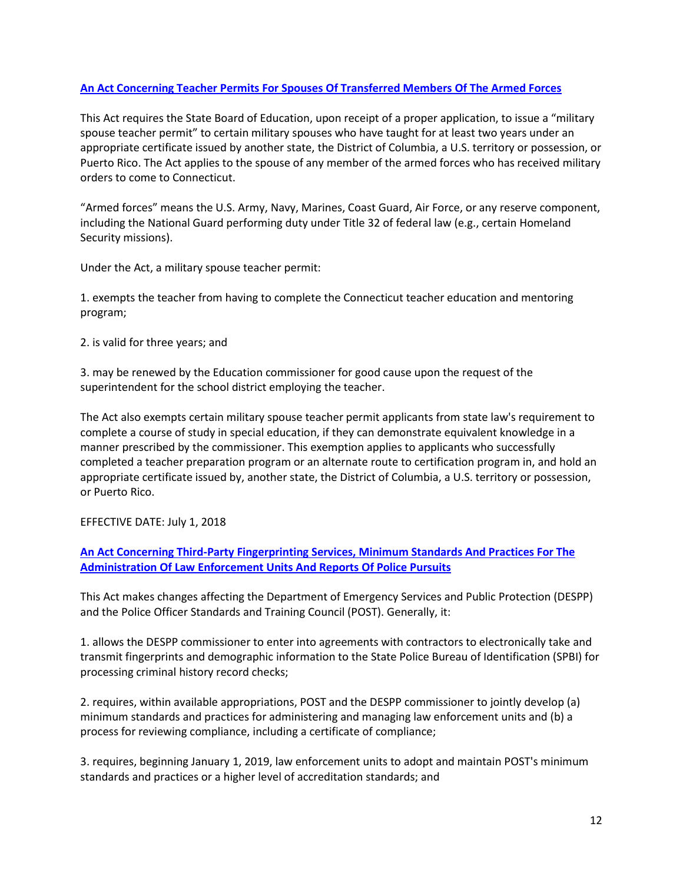### [An Act Concerning Teacher Permits For Spouses Of Transferred Members Of The Armed Forces]

This Act requires the State Board of Education, upon receipt of a proper application, to issue a "military spouse teacher permit" to certain military spouses who have taught for at least two years under an appropriate certificate issued by another state, the District of Columbia, a U.S. territory or possession, or Puerto Rico. The Act applies to the spouse of any member of the armed forces who has received military orders to come to Connecticut.

"Armed forces" means the U.S. Army, Navy, Marines, Coast Guard, Air Force, or any reserve component, including the National Guard performing duty under Title 32 of federal law (e.g., certain Homeland Security missions).

Under the Act, a military spouse teacher permit:

1. exempts the teacher from having to complete the Connecticut teacher education and mentoring program;

2. is valid for three years; and

3. may be renewed by the Education commissioner for good cause upon the request of the superintendent for the school district employing the teacher.

The Act also exempts certain military spouse teacher permit applicants from state law's requirement to complete a course of study in special education, if they can demonstrate equivalent knowledge in a manner prescribed by the commissioner. This exemption applies to applicants who successfully completed a teacher preparation program or an alternate route to certification program in, and hold an appropriate certificate issued by, another state, the District of Columbia, a U.S. territory or possession, or Puerto Rico.

EFFECTIVE DATE: July 1, 2018

### [An Act Concerning Third-Party Fingerprinting Services, Minimum Standards And Practices For The Administration Of Law Enforcement Units And Reports Of Police Pursuits]

This Act makes changes affecting the Department of Emergency Services and Public Protection (DESPP) and the Police Officer Standards and Training Council (POST). Generally, it:

1. allows the DESPP commissioner to enter into agreements with contractors to electronically take and transmit fingerprints and demographic information to the State Police Bureau of Identification (SPBI) for processing criminal history record checks;

2. requires, within available appropriations, POST and the DESPP commissioner to jointly develop (a) minimum standards and practices for administering and managing law enforcement units and (b) a process for reviewing compliance, including a certificate of compliance;

3. requires, beginning January 1, 2019, law enforcement units to adopt and maintain POST's minimum standards and practices or a higher level of accreditation standards; and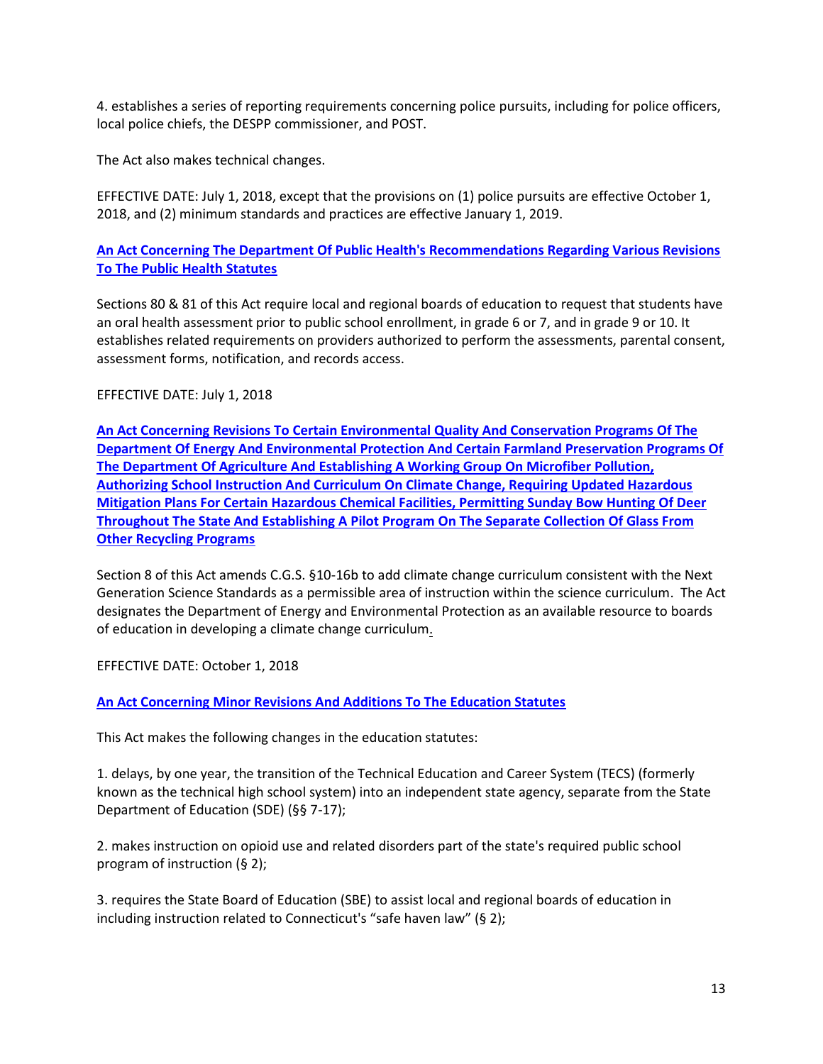4. establishes a series of reporting requirements concerning police pursuits, including for police officers, local police chiefs, the DESPP commissioner, and POST.

The Act also makes technical changes.

EFFECTIVE DATE: July 1, 2018, except that the provisions on (1) police pursuits are effective October 1, 2018, and (2) minimum standards and practices are effective January 1, 2019.

**An Act Concerning The Department Of Public Health's Recommendations Regarding Various Revisions To The Public Health Statutes**

Sections 80 & 81 of this Act require local and regional boards of education to request that students have an oral health assessment prior to public school enrollment, in grade 6 or 7, and in grade 9 or 10. It establishes related requirements on providers authorized to perform the assessments, parental consent, assessment forms, notification, and records access.

EFFECTIVE DATE: July 1, 2018

**An Act Concerning Revisions To Certain Environmental Quality And Conservation Programs Of The Department Of Energy And Environmental Protection And Certain Farmland Preservation Programs Of The Department Of Agriculture And Establishing A Working Group On Microfiber Pollution, Authorizing School Instruction And Curriculum On Climate Change, Requiring Updated Hazardous Mitigation Plans For Certain Hazardous Chemical Facilities, Permitting Sunday Bow Hunting Of Deer Throughout The State And Establishing A Pilot Program On The Separate Collection Of Glass From Other Recycling Programs**

Section 8 of this Act amends C.G.S. §10-16b to add climate change curriculum consistent with the Next Generation Science Standards as a permissible area of instruction within the science curriculum. The Act designates the Department of Energy and Environmental Protection as an available resource to boards of education in developing a climate change curriculum.

EFFECTIVE DATE: October 1, 2018

**An Act Concerning Minor Revisions And Additions To The Education Statutes**

This Act makes the following changes in the education statutes:

1. delays, by one year, the transition of the Technical Education and Career System (TECS) (formerly known as the technical high school system) into an independent state agency, separate from the State Department of Education (SDE) (§§ 7-17);

2. makes instruction on opioid use and related disorders part of the state's required public school program of instruction (§ 2);

3. requires the State Board of Education (SBE) to assist local and regional boards of education in including instruction related to Connecticut's "safe haven law" (§ 2);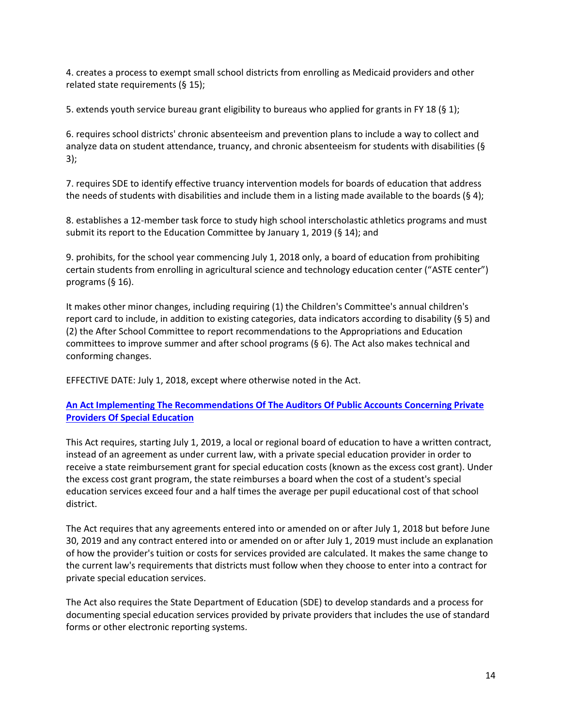4. creates a process to exempt small school districts from enrolling as Medicaid providers and other related state requirements (§ 15);

5. extends youth service bureau grant eligibility to bureaus who applied for grants in FY 18 (§ 1);

6. requires school districts' chronic absenteeism and prevention plans to include a way to collect and analyze data on student attendance, truancy, and chronic absenteeism for students with disabilities (§ 3);

7. requires SDE to identify effective truancy intervention models for boards of education that address the needs of students with disabilities and include them in a listing made available to the boards (§ 4);

8. establishes a 12-member task force to study high school interscholastic athletics programs and must submit its report to the Education Committee by January 1, 2019 (§ 14); and

9. prohibits, for the school year commencing July 1, 2018 only, a board of education from prohibiting certain students from enrolling in agricultural science and technology education center ("ASTE center") programs (§ 16).

It makes other minor changes, including requiring (1) the Children's Committee's annual children's report card to include, in addition to existing categories, data indicators according to disability (§ 5) and (2) the After School Committee to report recommendations to the Appropriations and Education committees to improve summer and after school programs (§ 6). The Act also makes technical and conforming changes.

EFFECTIVE DATE: July 1, 2018, except where otherwise noted in the Act.

**An Act Implementing The Recommendations Of The Auditors Of Public Accounts Concerning Private Providers Of Special Education**

This Act requires, starting July 1, 2019, a local or regional board of education to have a written contract, instead of an agreement as under current law, with a private special education provider in order to receive a state reimbursement grant for special education costs (known as the excess cost grant). Under the excess cost grant program, the state reimburses a board when the cost of a student's special education services exceed four and a half times the average per pupil educational cost of that school district.

The Act requires that any agreements entered into or amended on or after July 1, 2018 but before June 30, 2019 and any contract entered into or amended on or after July 1, 2019 must include an explanation of how the provider's tuition or costs for services provided are calculated. It makes the same change to the current law's requirements that districts must follow when they choose to enter into a contract for private special education services.

The Act also requires the State Department of Education (SDE) to develop standards and a process for documenting special education services provided by private providers that includes the use of standard forms or other electronic reporting systems.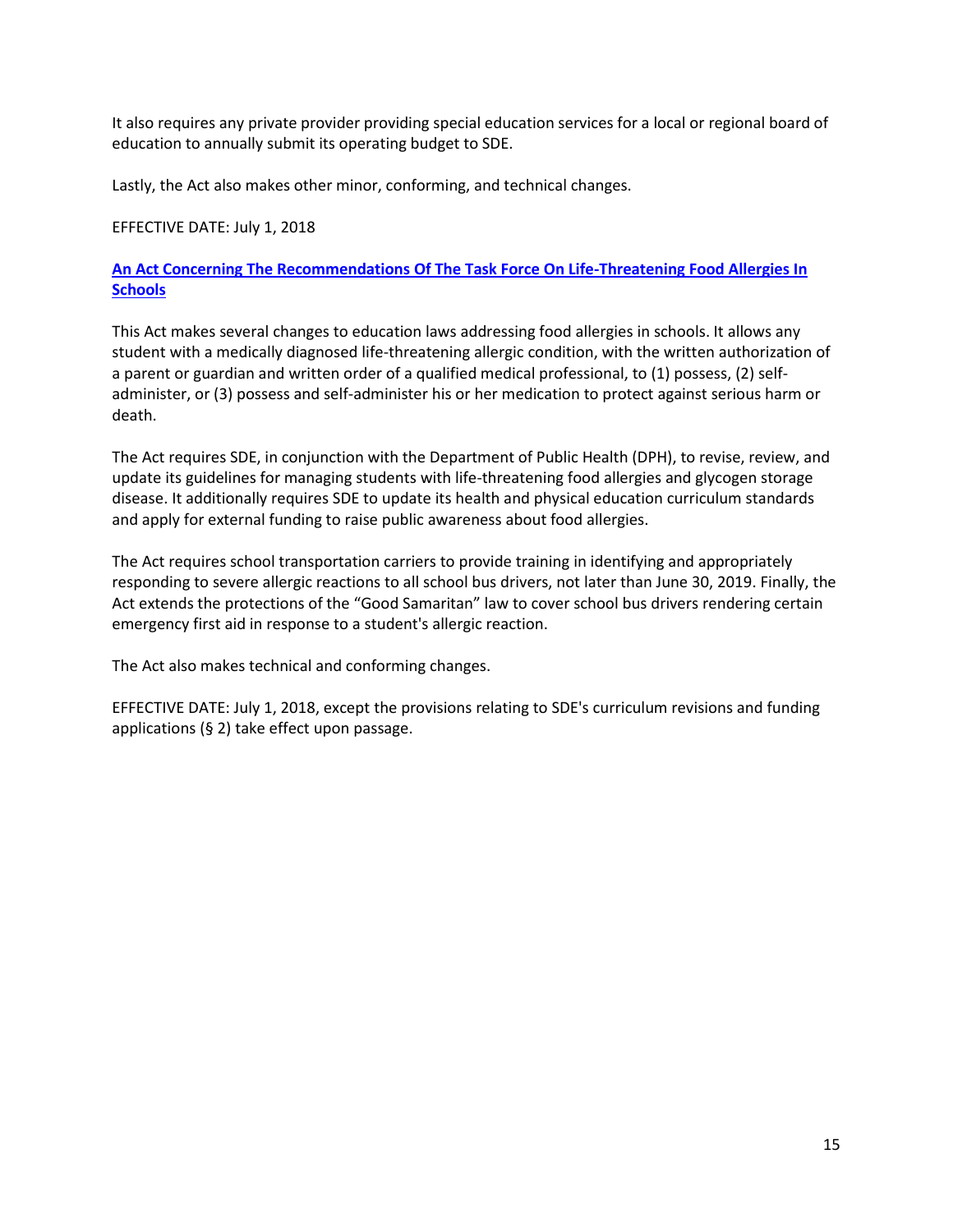It also requires any private provider providing special education services for a local or regional board of education to annually submit its operating budget to SDE.

Lastly, the Act also makes other minor, conforming, and technical changes.

EFFECTIVE DATE: July 1, 2018

### **An Act Concerning The Recommendations Of The Task Force On Life-Threatening Food Allergies In Schools**

This Act makes several changes to education laws addressing food allergies in schools. It allows any student with a medically diagnosed life-threatening allergic condition, with the written authorization of a parent or guardian and written order of a qualified medical professional, to (1) possess, (2) self-administer, or (3) possess and self-administer his or her medication to protect against serious harm or death.

The Act requires SDE, in conjunction with the Department of Public Health (DPH), to revise, review, and update its guidelines for managing students with life-threatening food allergies and glycogen storage disease. It additionally requires SDE to update its health and physical education curriculum standards and apply for external funding to raise public awareness about food allergies.

The Act requires school transportation carriers to provide training in identifying and appropriately responding to severe allergic reactions to all school bus drivers, not later than June 30, 2019. Finally, the Act extends the protections of the "Good Samaritan" law to cover school bus drivers rendering certain emergency first aid in response to a student's allergic reaction.

The Act also makes technical and conforming changes.

EFFECTIVE DATE: July 1, 2018, except the provisions relating to SDE's curriculum revisions and funding applications (§ 2) take effect upon passage.